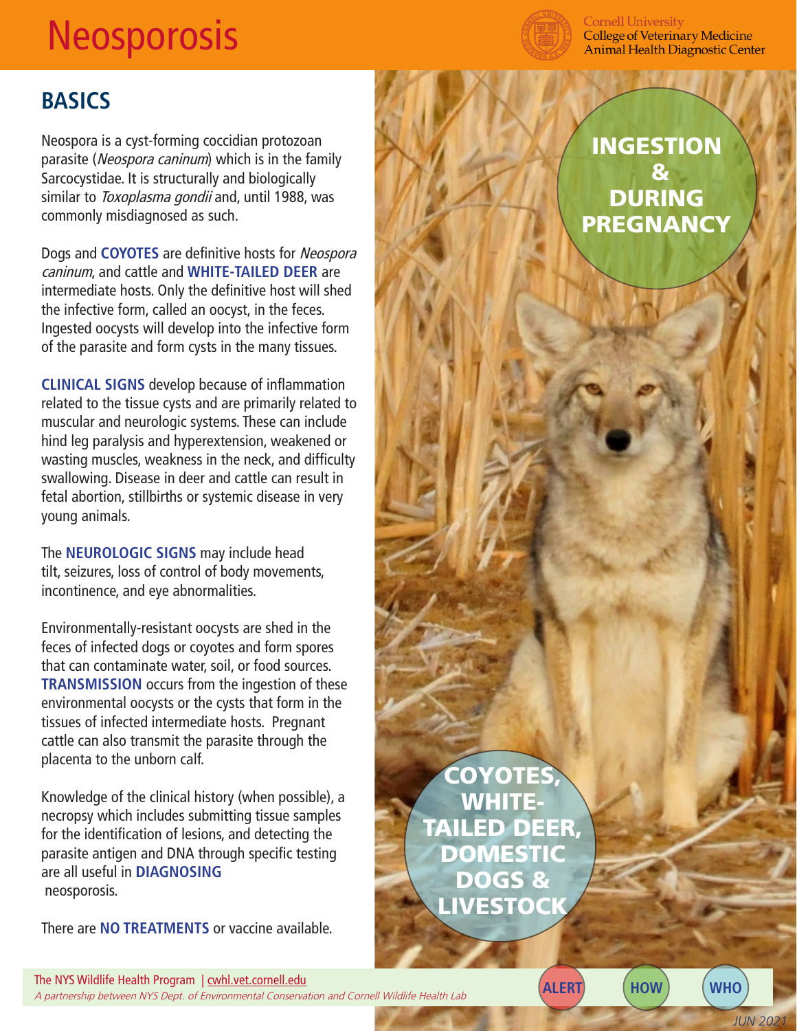# Neosporosis

Cornell University
College of Veterinary Medicine
Animal Health Diagnostic Center

## BASICS

Neospora is a cyst-forming coccidian protozoan parasite (*Neospora caninum*) which is in the family Sarcocystidae. It is structurally and biologically similar to *Toxoplasma gondii* and, until 1988, was commonly misdiagnosed as such.

Dogs and **COYOTES** are definitive hosts for *Neospora caninum*, and cattle and **WHITE-TAILED DEER** are intermediate hosts. Only the definitive host will shed the infective form, called an oocyst, in the feces. Ingested oocysts will develop into the infective form of the parasite and form cysts in the many tissues.

**CLINICAL SIGNS** develop because of inflammation related to the tissue cysts and are primarily related to muscular and neurologic systems. These can include hind leg paralysis and hyperextension, weakened or wasting muscles, weakness in the neck, and difficulty swallowing. Disease in deer and cattle can result in fetal abortion, stillbirths or systemic disease in very young animals.

The **NEUROLOGIC SIGNS** may include head tilt, seizures, loss of control of body movements, incontinence, and eye abnormalities.

Environmentally-resistant oocysts are shed in the feces of infected dogs or coyotes and form spores that can contaminate water, soil, or food sources. **TRANSMISSION** occurs from the ingestion of these environmental oocysts or the cysts that form in the tissues of infected intermediate hosts. Pregnant cattle can also transmit the parasite through the placenta to the unborn calf.

Knowledge of the clinical history (when possible), a necropsy which includes submitting tissue samples for the identification of lesions, and detecting the parasite antigen and DNA through specific testing are all useful in **DIAGNOSING** neosporosis.

There are **NO TREATMENTS** or vaccine available.

**INGESTION & DURING PREGNANCY**

**COYOTES, WHITE-TAILED DEER, DOMESTIC DOGS & LIVESTOCK**

The NYS Wildlife Health Program | cwhl.vet.cornell.edu
*A partnership between NYS Dept. of Environmental Conservation and Cornell Wildlife Health Lab*

ALERT HOW WHO

*JUN 2021*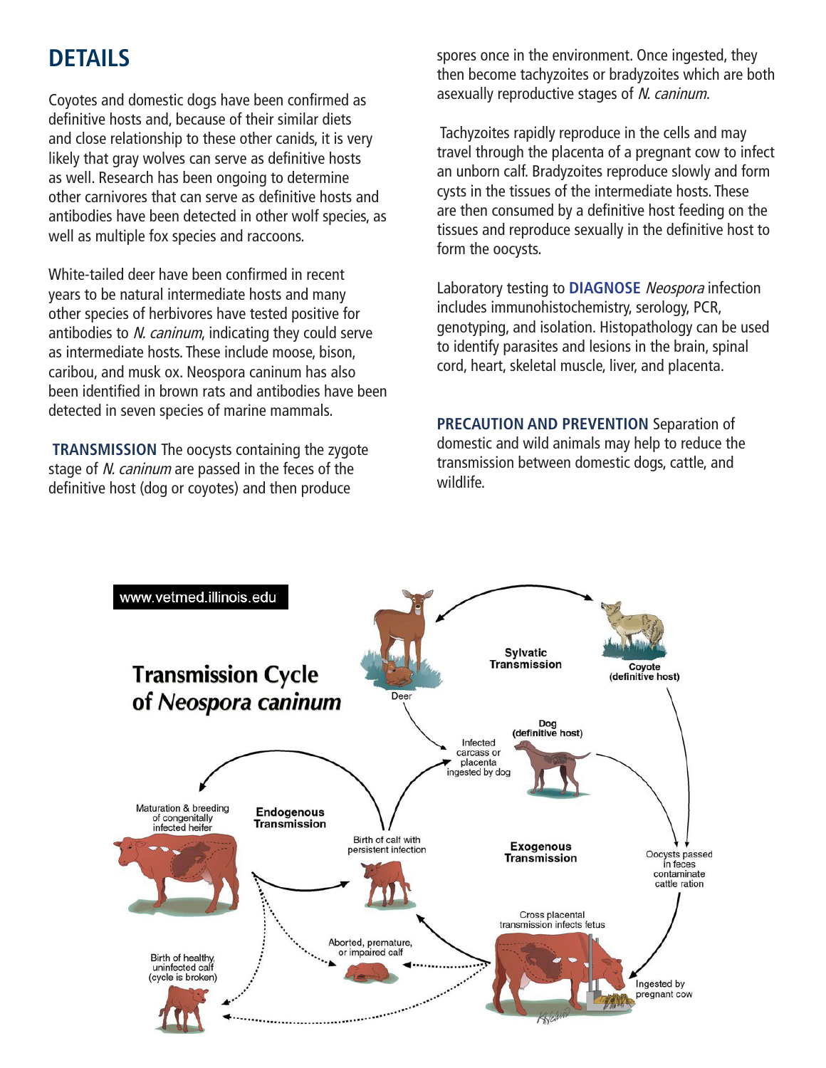## DETAILS

Coyotes and domestic dogs have been confirmed as definitive hosts and, because of their similar diets and close relationship to these other canids, it is very likely that gray wolves can serve as definitive hosts as well. Research has been ongoing to determine other carnivores that can serve as definitive hosts and antibodies have been detected in other wolf species, as well as multiple fox species and raccoons.

White-tailed deer have been confirmed in recent years to be natural intermediate hosts and many other species of herbivores have tested positive for antibodies to *N. caninum*, indicating they could serve as intermediate hosts. These include moose, bison, caribou, and musk ox. Neospora caninum has also been identified in brown rats and antibodies have been detected in seven species of marine mammals.

**TRANSMISSION** The oocysts containing the zygote stage of *N. caninum* are passed in the feces of the definitive host (dog or coyotes) and then produce spores once in the environment. Once ingested, they then become tachyzoites or bradyzoites which are both asexually reproductive stages of *N. caninum*.

Tachyzoites rapidly reproduce in the cells and may travel through the placenta of a pregnant cow to infect an unborn calf. Bradyzoites reproduce slowly and form cysts in the tissues of the intermediate hosts. These are then consumed by a definitive host feeding on the tissues and reproduce sexually in the definitive host to form the oocysts.

Laboratory testing to **DIAGNOSE** *Neospora* infection includes immunohistochemistry, serology, PCR, genotyping, and isolation. Histopathology can be used to identify parasites and lesions in the brain, spinal cord, heart, skeletal muscle, liver, and placenta.

**PRECAUTION AND PREVENTION** Separation of domestic and wild animals may help to reduce the transmission between domestic dogs, cattle, and wildlife.

www.vetmed.illinois.edu

**Transmission Cycle of *Neospora caninum***

Sylvatic Transmission

Deer

Coyote (definitive host)

Dog (definitive host)

Infected carcass or placenta ingested by dog

Endogenous Transmission

Exogenous Transmission

Maturation & breeding of congenitally infected heifer

Birth of calf with persistent infection

Oocysts passed in feces contaminate cattle ration

Cross placental transmission infects fetus

Ingested by pregnant cow

Aborted, premature, or impaired calf

Birth of healthy, uninfected calf (cycle is broken)